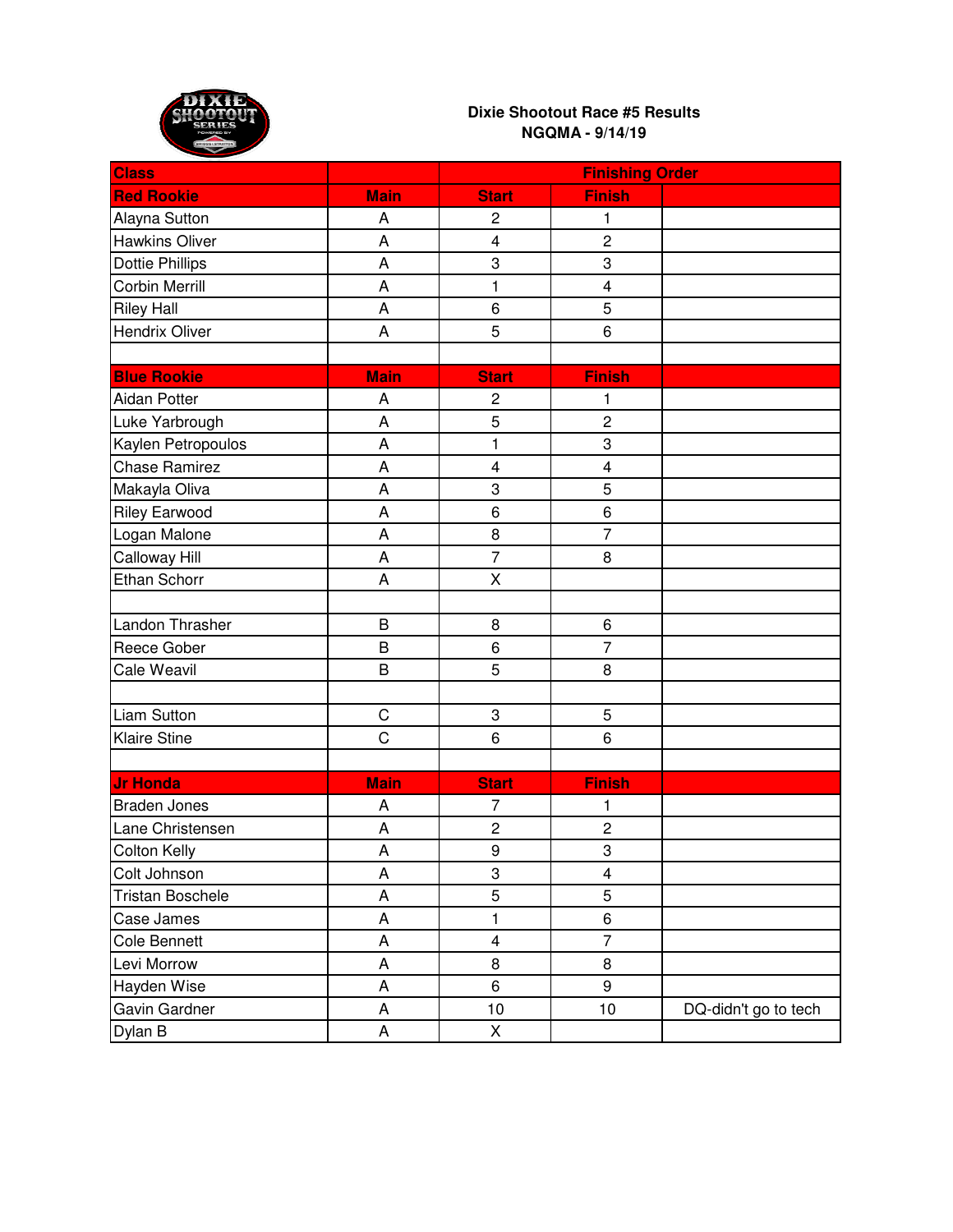**Dixie Shootout Race #5 Results**
**NGQMA - 9/14/19**

| Class | | Finishing Order | | |
|---|---|---|---|---|
| **Red Rookie** | **Main** | **Start** | **Finish** | |
| Alayna Sutton | A | 2 | 1 | |
| Hawkins Oliver | A | 4 | 2 | |
| Dottie Phillips | A | 3 | 3 | |
| Corbin Merrill | A | 1 | 4 | |
| Riley Hall | A | 6 | 5 | |
| Hendrix Oliver | A | 5 | 6 | |
| | | | | |
| **Blue Rookie** | **Main** | **Start** | **Finish** | |
| Aidan Potter | A | 2 | 1 | |
| Luke Yarbrough | A | 5 | 2 | |
| Kaylen Petropoulos | A | 1 | 3 | |
| Chase Ramirez | A | 4 | 4 | |
| Makayla Oliva | A | 3 | 5 | |
| Riley Earwood | A | 6 | 6 | |
| Logan Malone | A | 8 | 7 | |
| Calloway Hill | A | 7 | 8 | |
| Ethan Schorr | A | X | | |
| | | | | |
| Landon Thrasher | B | 8 | 6 | |
| Reece Gober | B | 6 | 7 | |
| Cale Weavil | B | 5 | 8 | |
| | | | | |
| Liam Sutton | C | 3 | 5 | |
| Klaire Stine | C | 6 | 6 | |
| | | | | |
| **Jr Honda** | **Main** | **Start** | **Finish** | |
| Braden Jones | A | 7 | 1 | |
| Lane Christensen | A | 2 | 2 | |
| Colton Kelly | A | 9 | 3 | |
| Colt Johnson | A | 3 | 4 | |
| Tristan Boschele | A | 5 | 5 | |
| Case James | A | 1 | 6 | |
| Cole Bennett | A | 4 | 7 | |
| Levi Morrow | A | 8 | 8 | |
| Hayden Wise | A | 6 | 9 | |
| Gavin Gardner | A | 10 | 10 | DQ-didn't go to tech |
| Dylan B | A | X | | |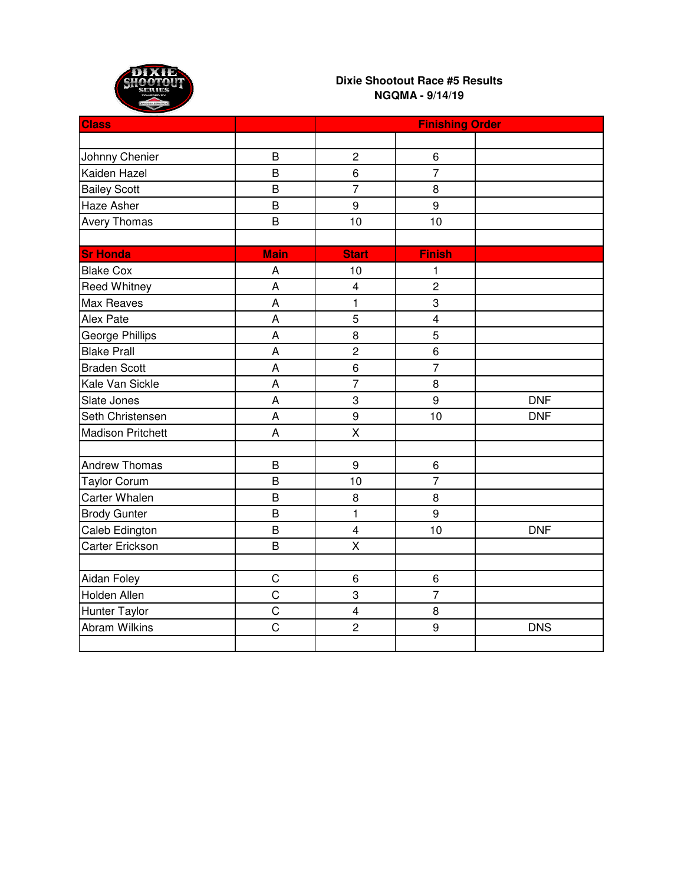**Dixie Shootout Race #5 Results**
**NGQMA - 9/14/19**

| Class | | Finishing Order | | |
|---|---|---|---|---|
| | | | | |
| Johnny Chenier | B | 2 | 6 | |
| Kaiden Hazel | B | 6 | 7 | |
| Bailey Scott | B | 7 | 8 | |
| Haze Asher | B | 9 | 9 | |
| Avery Thomas | B | 10 | 10 | |
| | | | | |
| **Sr Honda** | **Main** | **Start** | **Finish** | |
| Blake Cox | A | 10 | 1 | |
| Reed Whitney | A | 4 | 2 | |
| Max Reaves | A | 1 | 3 | |
| Alex Pate | A | 5 | 4 | |
| George Phillips | A | 8 | 5 | |
| Blake Prall | A | 2 | 6 | |
| Braden Scott | A | 6 | 7 | |
| Kale Van Sickle | A | 7 | 8 | |
| Slate Jones | A | 3 | 9 | DNF |
| Seth Christensen | A | 9 | 10 | DNF |
| Madison Pritchett | A | X | | |
| | | | | |
| Andrew Thomas | B | 9 | 6 | |
| Taylor Corum | B | 10 | 7 | |
| Carter Whalen | B | 8 | 8 | |
| Brody Gunter | B | 1 | 9 | |
| Caleb Edington | B | 4 | 10 | DNF |
| Carter Erickson | B | X | | |
| | | | | |
| Aidan Foley | C | 6 | 6 | |
| Holden Allen | C | 3 | 7 | |
| Hunter Taylor | C | 4 | 8 | |
| Abram Wilkins | C | 2 | 9 | DNS |
| | | | | |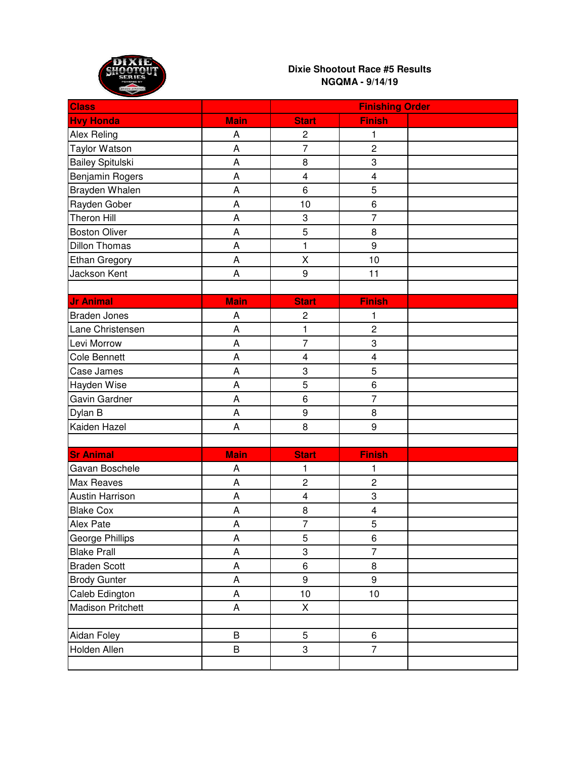**Dixie Shootout Race #5 Results**
**NGQMA - 9/14/19**

| Class | | Finishing Order | | |
|---|---|---|---|---|
| **Hvy Honda** | **Main** | **Start** | **Finish** | |
| Alex Reling | A | 2 | 1 | |
| Taylor Watson | A | 7 | 2 | |
| Bailey Spitulski | A | 8 | 3 | |
| Benjamin Rogers | A | 4 | 4 | |
| Brayden Whalen | A | 6 | 5 | |
| Rayden Gober | A | 10 | 6 | |
| Theron Hill | A | 3 | 7 | |
| Boston Oliver | A | 5 | 8 | |
| Dillon Thomas | A | 1 | 9 | |
| Ethan Gregory | A | X | 10 | |
| Jackson Kent | A | 9 | 11 | |
| | | | | |
| **Jr Animal** | **Main** | **Start** | **Finish** | |
| Braden Jones | A | 2 | 1 | |
| Lane Christensen | A | 1 | 2 | |
| Levi Morrow | A | 7 | 3 | |
| Cole Bennett | A | 4 | 4 | |
| Case James | A | 3 | 5 | |
| Hayden Wise | A | 5 | 6 | |
| Gavin Gardner | A | 6 | 7 | |
| Dylan B | A | 9 | 8 | |
| Kaiden Hazel | A | 8 | 9 | |
| | | | | |
| **Sr Animal** | **Main** | **Start** | **Finish** | |
| Gavan Boschele | A | 1 | 1 | |
| Max Reaves | A | 2 | 2 | |
| Austin Harrison | A | 4 | 3 | |
| Blake Cox | A | 8 | 4 | |
| Alex Pate | A | 7 | 5 | |
| George Phillips | A | 5 | 6 | |
| Blake Prall | A | 3 | 7 | |
| Braden Scott | A | 6 | 8 | |
| Brody Gunter | A | 9 | 9 | |
| Caleb Edington | A | 10 | 10 | |
| Madison Pritchett | A | X | | |
| | | | | |
| Aidan Foley | B | 5 | 6 | |
| Holden Allen | B | 3 | 7 | |
| | | | | |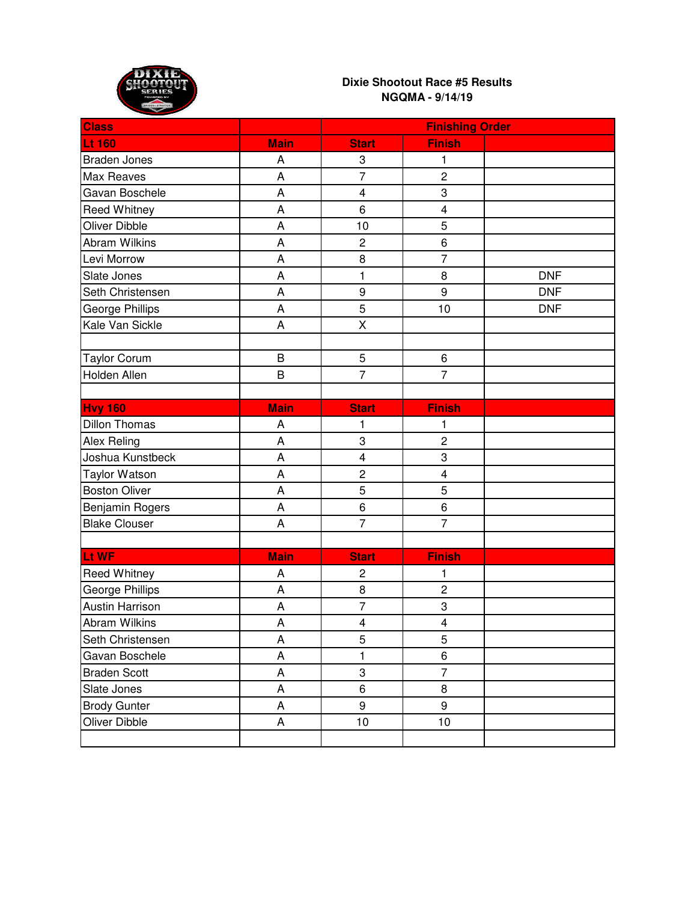**Dixie Shootout Race #5 Results**
**NGQMA - 9/14/19**

| Class | | Finishing Order | | |
|---|---|---|---|---|
| **Lt 160** | **Main** | **Start** | **Finish** | |
| Braden Jones | A | 3 | 1 | |
| Max Reaves | A | 7 | 2 | |
| Gavan Boschele | A | 4 | 3 | |
| Reed Whitney | A | 6 | 4 | |
| Oliver Dibble | A | 10 | 5 | |
| Abram Wilkins | A | 2 | 6 | |
| Levi Morrow | A | 8 | 7 | |
| Slate Jones | A | 1 | 8 | DNF |
| Seth Christensen | A | 9 | 9 | DNF |
| George Phillips | A | 5 | 10 | DNF |
| Kale Van Sickle | A | X | | |
| | | | | |
| Taylor Corum | B | 5 | 6 | |
| Holden Allen | B | 7 | 7 | |
| | | | | |
| **Hvy 160** | **Main** | **Start** | **Finish** | |
| Dillon Thomas | A | 1 | 1 | |
| Alex Reling | A | 3 | 2 | |
| Joshua Kunstbeck | A | 4 | 3 | |
| Taylor Watson | A | 2 | 4 | |
| Boston Oliver | A | 5 | 5 | |
| Benjamin Rogers | A | 6 | 6 | |
| Blake Clouser | A | 7 | 7 | |
| | | | | |
| **Lt WF** | **Main** | **Start** | **Finish** | |
| Reed Whitney | A | 2 | 1 | |
| George Phillips | A | 8 | 2 | |
| Austin Harrison | A | 7 | 3 | |
| Abram Wilkins | A | 4 | 4 | |
| Seth Christensen | A | 5 | 5 | |
| Gavan Boschele | A | 1 | 6 | |
| Braden Scott | A | 3 | 7 | |
| Slate Jones | A | 6 | 8 | |
| Brody Gunter | A | 9 | 9 | |
| Oliver Dibble | A | 10 | 10 | |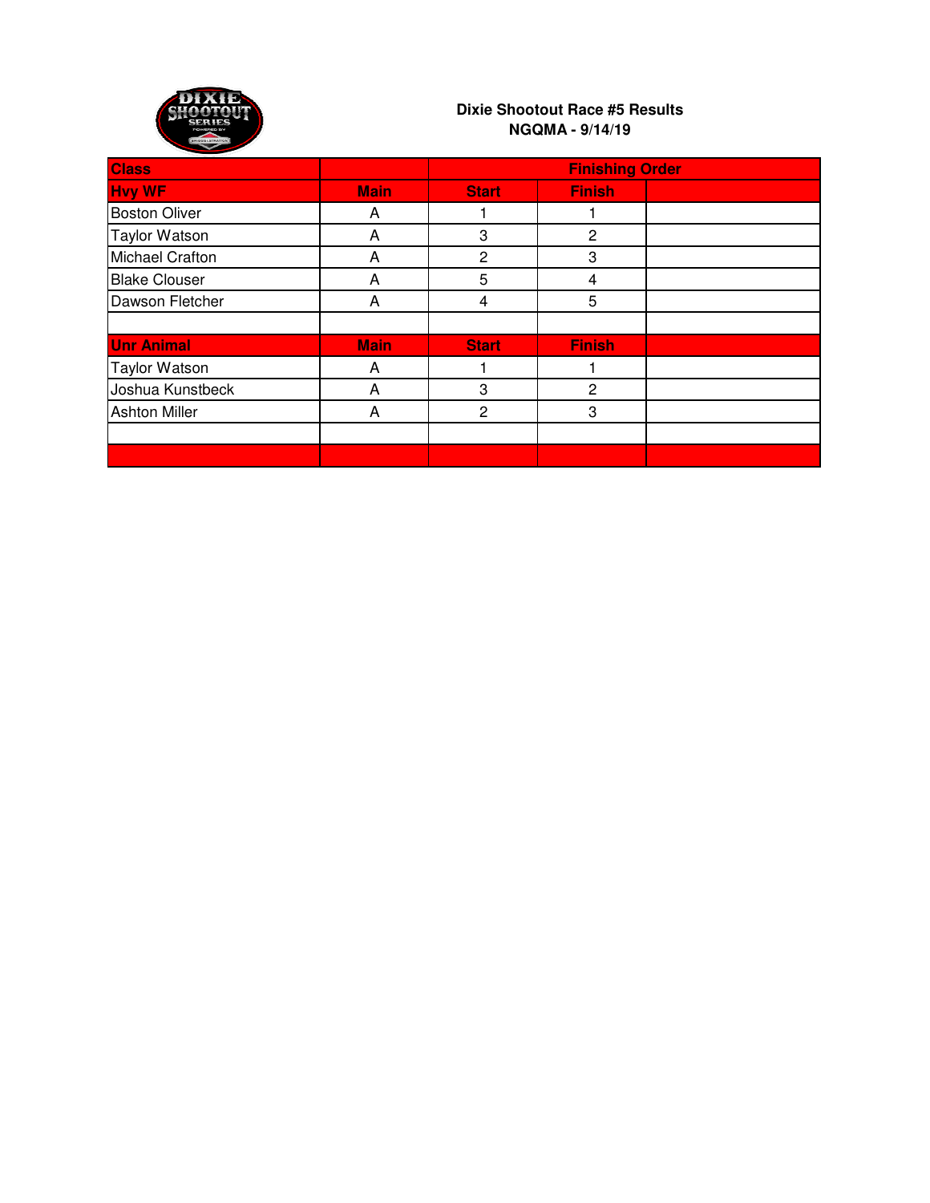**Dixie Shootout Race #5 Results**
**NGQMA - 9/14/19**

| Class | | Finishing Order | | |
|---|---|---|---|---|
| **Hvy WF** | **Main** | **Start** | **Finish** | |
| Boston Oliver | A | 1 | 1 | |
| Taylor Watson | A | 3 | 2 | |
| Michael Crafton | A | 2 | 3 | |
| Blake Clouser | A | 5 | 4 | |
| Dawson Fletcher | A | 4 | 5 | |
| | | | | |
| **Unr Animal** | **Main** | **Start** | **Finish** | |
| Taylor Watson | A | 1 | 1 | |
| Joshua Kunstbeck | A | 3 | 2 | |
| Ashton Miller | A | 2 | 3 | |
| | | | | |
| | | | | |